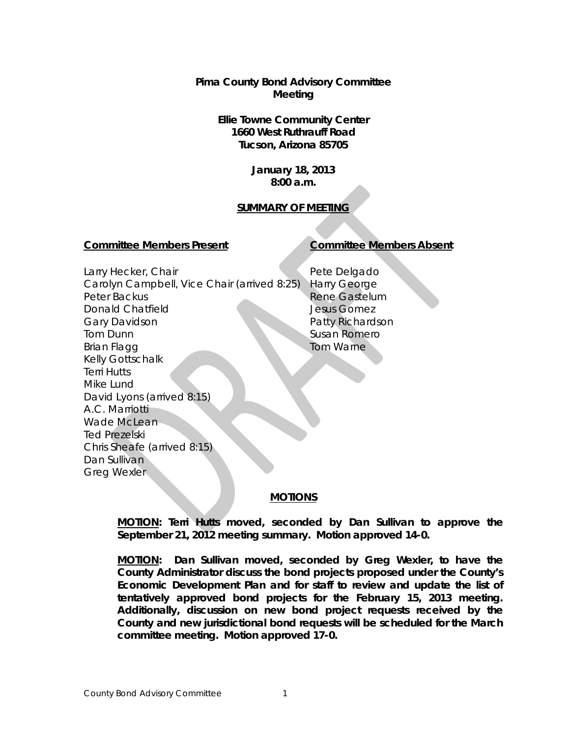**Pima County Bond Advisory Committee Meeting**

**Ellie Towne Community Center**
**1660 West Ruthrauff Road**
**Tucson, Arizona 85705**

**January 18, 2013**
**8:00 a.m.**

**SUMMARY OF MEETING**

| **Committee Members Present** | **Committee Members Absent** |
|---|---|
| Larry Hecker, Chair | Pete Delgado |
| Carolyn Campbell, Vice Chair (arrived 8:25) | Harry George |
| Peter Backus | Rene Gastelum |
| Donald Chatfield | Jesus Gomez |
| Gary Davidson | Patty Richardson |
| Tom Dunn | Susan Romero |
| Brian Flagg | Tom Warne |
| Kelly Gottschalk | |
| Terri Hutts | |
| Mike Lund | |
| David Lyons (arrived 8:15) | |
| A.C. Marriotti | |
| Wade McLean | |
| Ted Prezelski | |
| Chris Sheafe (arrived 8:15) | |
| Dan Sullivan | |
| Greg Wexler | |

**MOTIONS**

**MOTION: Terri Hutts moved, seconded by Dan Sullivan to approve the September 21, 2012 meeting summary. Motion approved 14-0.**

**MOTION: Dan Sullivan moved, seconded by Greg Wexler, to have the County Administrator discuss the bond projects proposed under the County's Economic Development Plan and for staff to review and update the list of tentatively approved bond projects for the February 15, 2013 meeting. Additionally, discussion on new bond project requests received by the County and new jurisdictional bond requests will be scheduled for the March committee meeting. Motion approved 17-0.**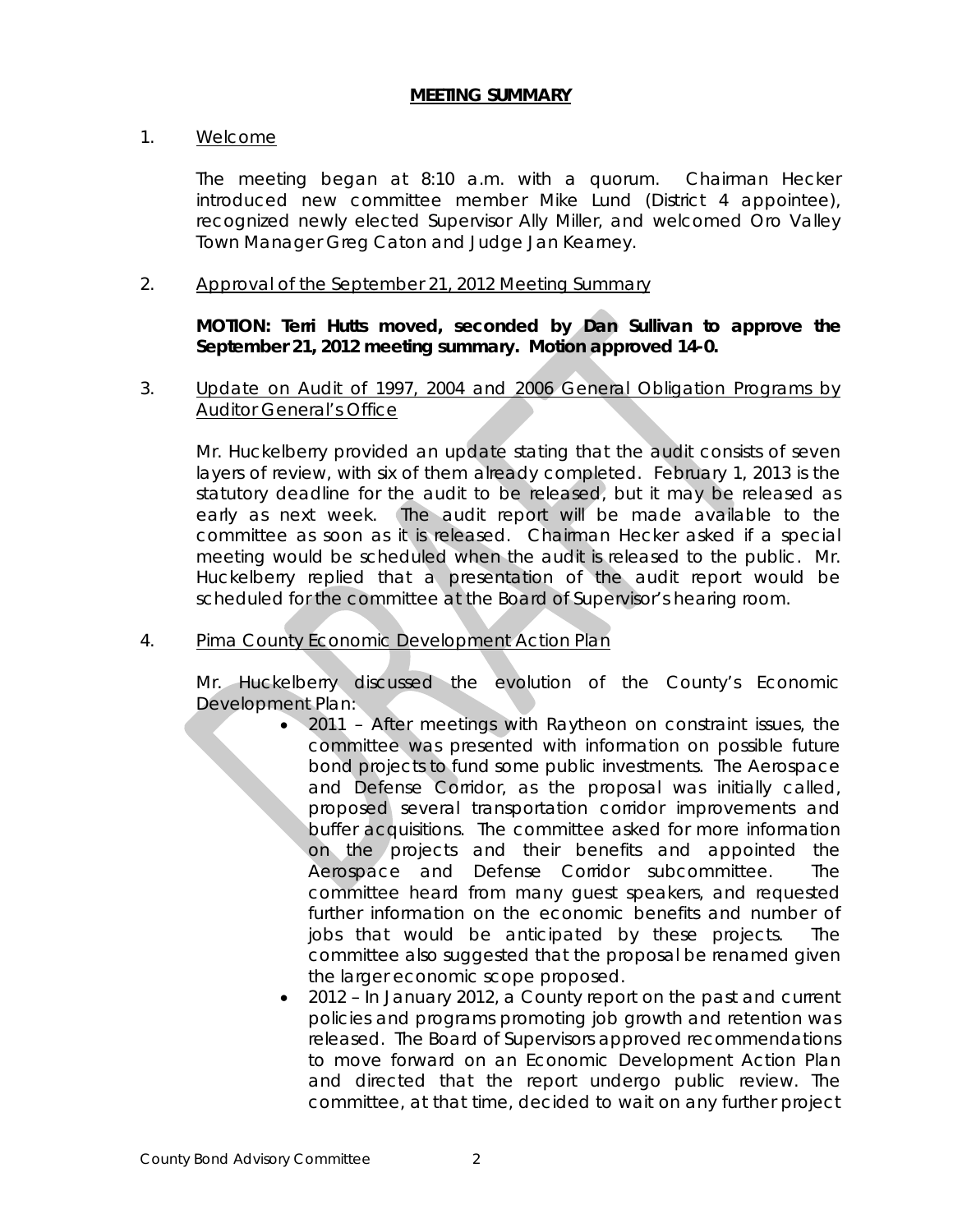**MEETING SUMMARY**

1. Welcome

   The meeting began at 8:10 a.m. with a quorum. Chairman Hecker introduced new committee member Mike Lund (District 4 appointee), recognized newly elected Supervisor Ally Miller, and welcomed Oro Valley Town Manager Greg Caton and Judge Jan Kearney.

2. Approval of the September 21, 2012 Meeting Summary

   **MOTION: Terri Hutts moved, seconded by Dan Sullivan to approve the September 21, 2012 meeting summary. Motion approved 14-0.**

3. Update on Audit of 1997, 2004 and 2006 General Obligation Programs by Auditor General's Office

   Mr. Huckelberry provided an update stating that the audit consists of seven layers of review, with six of them already completed. February 1, 2013 is the statutory deadline for the audit to be released, but it may be released as early as next week. The audit report will be made available to the committee as soon as it is released. Chairman Hecker asked if a special meeting would be scheduled when the audit is released to the public. Mr. Huckelberry replied that a presentation of the audit report would be scheduled for the committee at the Board of Supervisor's hearing room.

4. Pima County Economic Development Action Plan

   Mr. Huckelberry discussed the evolution of the County's Economic Development Plan:

   - 2011 – After meetings with Raytheon on constraint issues, the committee was presented with information on possible future bond projects to fund some public investments. The Aerospace and Defense Corridor, as the proposal was initially called, proposed several transportation corridor improvements and buffer acquisitions. The committee asked for more information on the projects and their benefits and appointed the Aerospace and Defense Corridor subcommittee. The committee heard from many guest speakers, and requested further information on the economic benefits and number of jobs that would be anticipated by these projects. The committee also suggested that the proposal be renamed given the larger economic scope proposed.
   - 2012 – In January 2012, a County report on the past and current policies and programs promoting job growth and retention was released. The Board of Supervisors approved recommendations to move forward on an Economic Development Action Plan and directed that the report undergo public review. The committee, at that time, decided to wait on any further project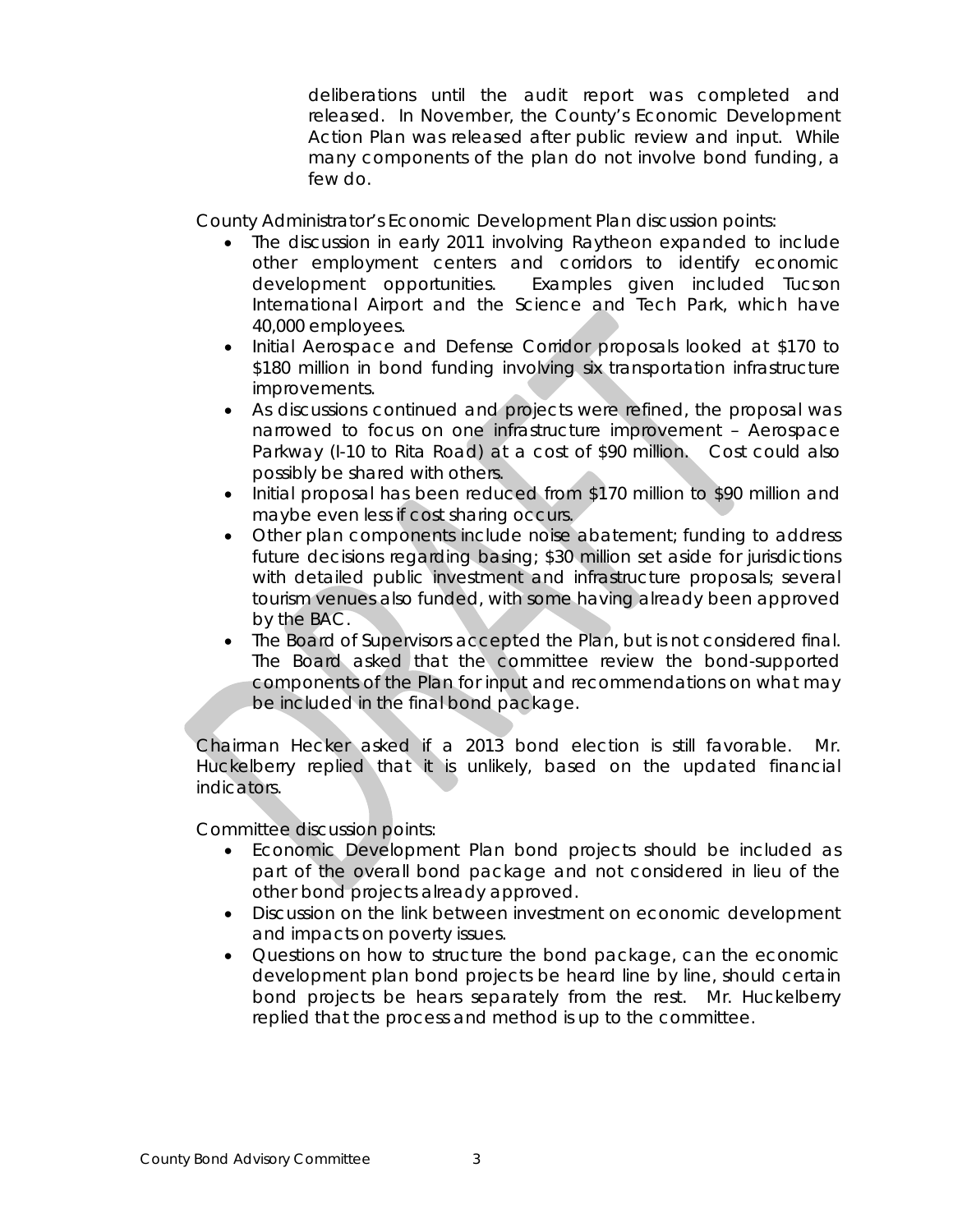deliberations until the audit report was completed and released. In November, the County's Economic Development Action Plan was released after public review and input. While many components of the plan do not involve bond funding, a few do.

County Administrator's Economic Development Plan discussion points:

- The discussion in early 2011 involving Raytheon expanded to include other employment centers and corridors to identify economic development opportunities. Examples given included Tucson International Airport and the Science and Tech Park, which have 40,000 employees.
- Initial Aerospace and Defense Corridor proposals looked at $170 to $180 million in bond funding involving six transportation infrastructure improvements.
- As discussions continued and projects were refined, the proposal was narrowed to focus on one infrastructure improvement – Aerospace Parkway (I-10 to Rita Road) at a cost of $90 million. Cost could also possibly be shared with others.
- Initial proposal has been reduced from $170 million to $90 million and maybe even less if cost sharing occurs.
- Other plan components include noise abatement; funding to address future decisions regarding basing; $30 million set aside for jurisdictions with detailed public investment and infrastructure proposals; several tourism venues also funded, with some having already been approved by the BAC.
- The Board of Supervisors accepted the Plan, but is not considered final. The Board asked that the committee review the bond-supported components of the Plan for input and recommendations on what may be included in the final bond package.

Chairman Hecker asked if a 2013 bond election is still favorable. Mr. Huckelberry replied that it is unlikely, based on the updated financial indicators.

Committee discussion points:

- Economic Development Plan bond projects should be included as part of the overall bond package and not considered in lieu of the other bond projects already approved.
- Discussion on the link between investment on economic development and impacts on poverty issues.
- Questions on how to structure the bond package, can the economic development plan bond projects be heard line by line, should certain bond projects be hears separately from the rest. Mr. Huckelberry replied that the process and method is up to the committee.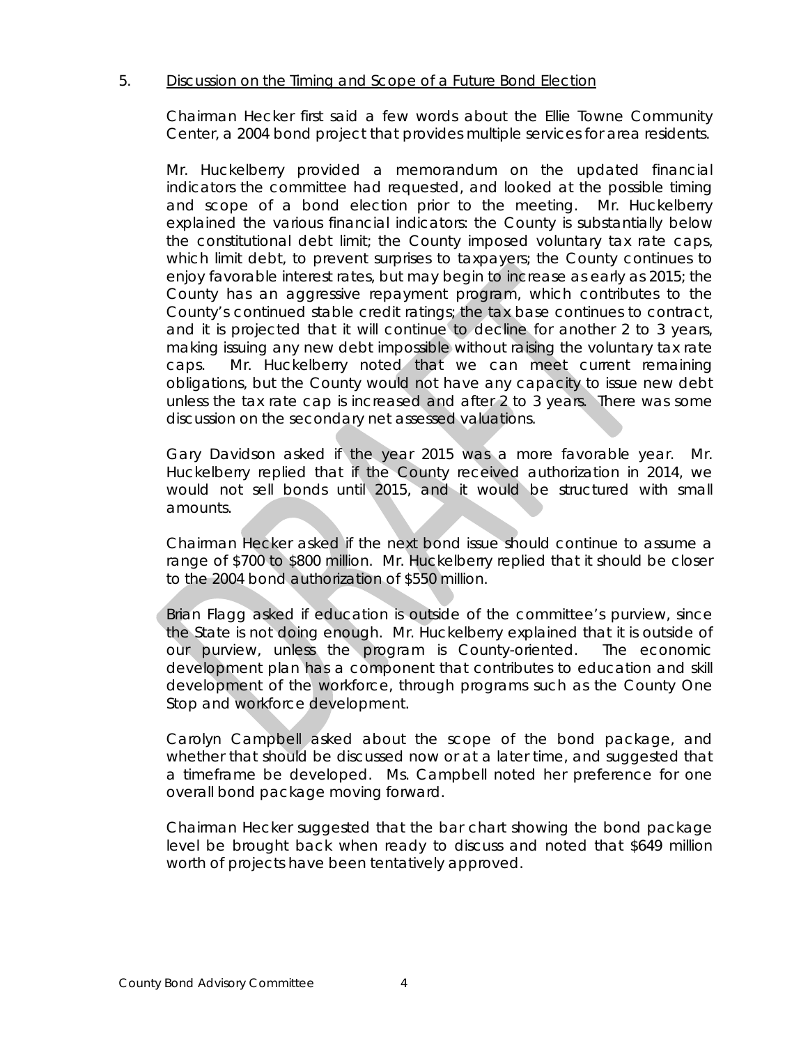5. <u>Discussion on the Timing and Scope of a Future Bond Election</u>

Chairman Hecker first said a few words about the Ellie Towne Community Center, a 2004 bond project that provides multiple services for area residents.

Mr. Huckelberry provided a memorandum on the updated financial indicators the committee had requested, and looked at the possible timing and scope of a bond election prior to the meeting. Mr. Huckelberry explained the various financial indicators: the County is substantially below the constitutional debt limit; the County imposed voluntary tax rate caps, which limit debt, to prevent surprises to taxpayers; the County continues to enjoy favorable interest rates, but may begin to increase as early as 2015; the County has an aggressive repayment program, which contributes to the County's continued stable credit ratings; the tax base continues to contract, and it is projected that it will continue to decline for another 2 to 3 years, making issuing any new debt impossible without raising the voluntary tax rate caps. Mr. Huckelberry noted that we can meet current remaining obligations, but the County would not have any capacity to issue new debt unless the tax rate cap is increased and after 2 to 3 years. There was some discussion on the secondary net assessed valuations.

Gary Davidson asked if the year 2015 was a more favorable year. Mr. Huckelberry replied that if the County received authorization in 2014, we would not sell bonds until 2015, and it would be structured with small amounts.

Chairman Hecker asked if the next bond issue should continue to assume a range of $700 to $800 million. Mr. Huckelberry replied that it should be closer to the 2004 bond authorization of $550 million.

Brian Flagg asked if education is outside of the committee's purview, since the State is not doing enough. Mr. Huckelberry explained that it is outside of our purview, unless the program is County-oriented. The economic development plan has a component that contributes to education and skill development of the workforce, through programs such as the County One Stop and workforce development.

Carolyn Campbell asked about the scope of the bond package, and whether that should be discussed now or at a later time, and suggested that a timeframe be developed. Ms. Campbell noted her preference for one overall bond package moving forward.

Chairman Hecker suggested that the bar chart showing the bond package level be brought back when ready to discuss and noted that $649 million worth of projects have been tentatively approved.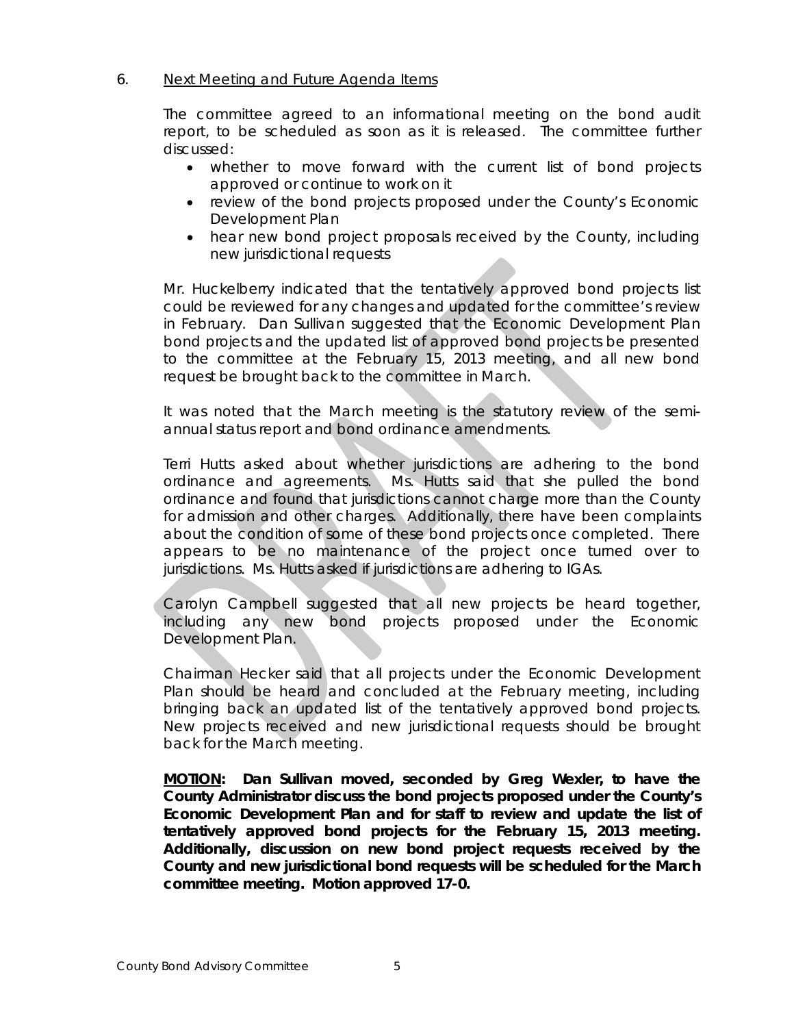6. <u>Next Meeting and Future Agenda Items</u>

The committee agreed to an informational meeting on the bond audit report, to be scheduled as soon as it is released. The committee further discussed:

- whether to move forward with the current list of bond projects approved or continue to work on it
- review of the bond projects proposed under the County's Economic Development Plan
- hear new bond project proposals received by the County, including new jurisdictional requests

Mr. Huckelberry indicated that the tentatively approved bond projects list could be reviewed for any changes and updated for the committee's review in February. Dan Sullivan suggested that the Economic Development Plan bond projects and the updated list of approved bond projects be presented to the committee at the February 15, 2013 meeting, and all new bond request be brought back to the committee in March.

It was noted that the March meeting is the statutory review of the semi-annual status report and bond ordinance amendments.

Terri Hutts asked about whether jurisdictions are adhering to the bond ordinance and agreements. Ms. Hutts said that she pulled the bond ordinance and found that jurisdictions cannot charge more than the County for admission and other charges. Additionally, there have been complaints about the condition of some of these bond projects once completed. There appears to be no maintenance of the project once turned over to jurisdictions. Ms. Hutts asked if jurisdictions are adhering to IGAs.

Carolyn Campbell suggested that all new projects be heard together, including any new bond projects proposed under the Economic Development Plan.

Chairman Hecker said that all projects under the Economic Development Plan should be heard and concluded at the February meeting, including bringing back an updated list of the tentatively approved bond projects. New projects received and new jurisdictional requests should be brought back for the March meeting.

**<u>MOTION</u>: Dan Sullivan moved, seconded by Greg Wexler, to have the County Administrator discuss the bond projects proposed under the County's Economic Development Plan and for staff to review and update the list of tentatively approved bond projects for the February 15, 2013 meeting. Additionally, discussion on new bond project requests received by the County and new jurisdictional bond requests will be scheduled for the March committee meeting. Motion approved 17-0.**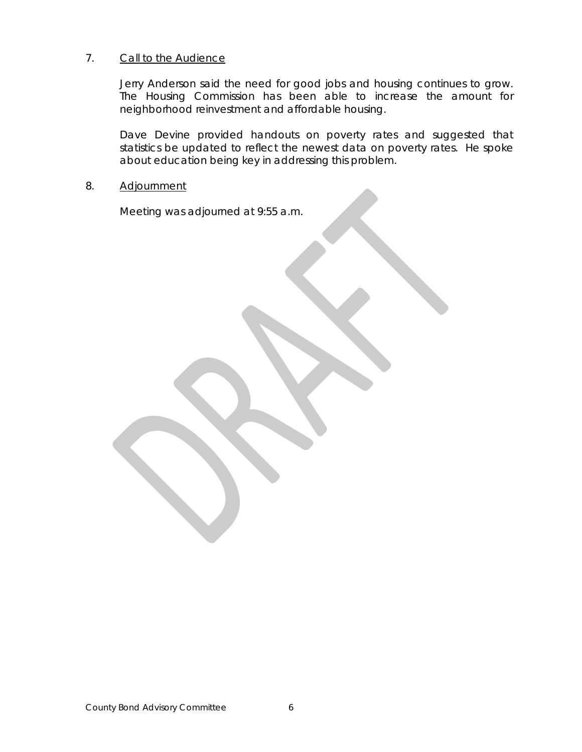7. <u>Call to the Audience</u>

   Jerry Anderson said the need for good jobs and housing continues to grow. The Housing Commission has been able to increase the amount for neighborhood reinvestment and affordable housing.

   Dave Devine provided handouts on poverty rates and suggested that statistics be updated to reflect the newest data on poverty rates. He spoke about education being key in addressing this problem.

8. <u>Adjournment</u>

   Meeting was adjourned at 9:55 a.m.